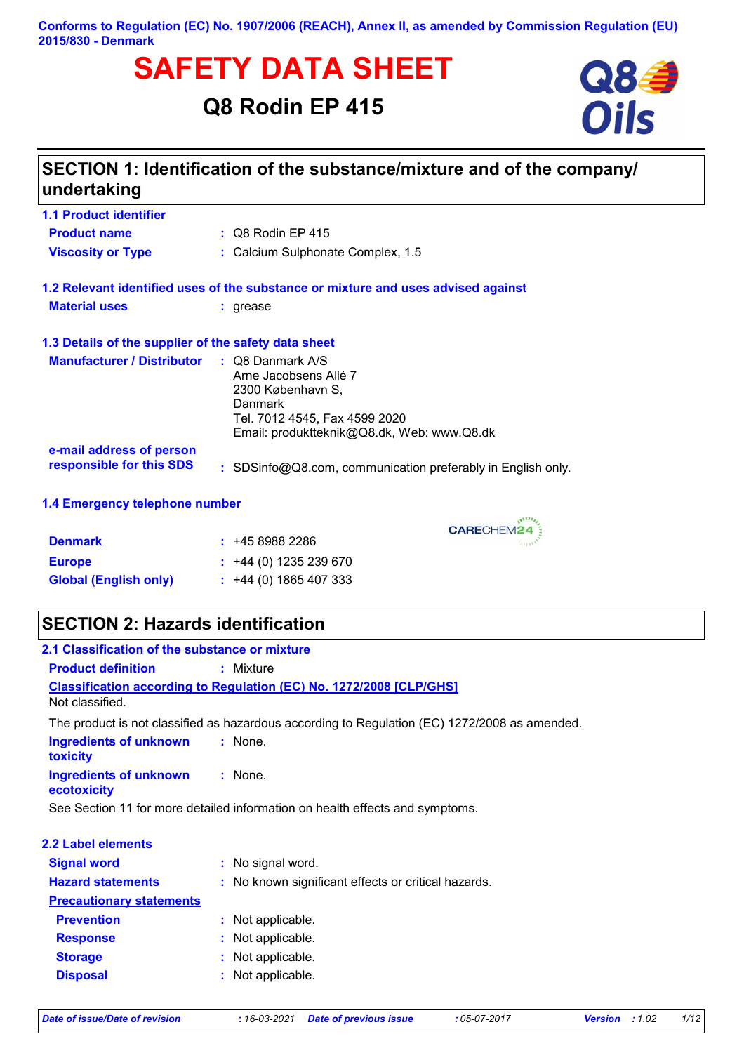Conforms to Regulation (EC) No. 1907/2006 (REACH), Annex II, as amended by Commission Regulation (EU) 2015/830 - Denmark

# SAFETY DATA SHEET

## Q8 Rodin EP 415

## SECTION 1: Identification of the substance/mixture and of the company/ undertaking

### 1.1 Product identifier

**Product name** : Q8 Rodin EP 415

**Viscosity or Type** : Calcium Sulphonate Complex, 1.5

### 1.2 Relevant identified uses of the substance or mixture and uses advised against

**Material uses** : grease

### 1.3 Details of the supplier of the safety data sheet

**Manufacturer / Distributor** : Q8 Danmark A/S
Arne Jacobsens Allé 7
2300 København S,
Danmark
Tel. 7012 4545, Fax 4599 2020
Email: produktteknik@Q8.dk, Web: www.Q8.dk

**e-mail address of person responsible for this SDS** : SDSinfo@Q8.com, communication preferably in English only.

### 1.4 Emergency telephone number

CARECHEM24

**Denmark** : +45 8988 2286

**Europe** : +44 (0) 1235 239 670

**Global (English only)** : +44 (0) 1865 407 333

## SECTION 2: Hazards identification

### 2.1 Classification of the substance or mixture

**Product definition** : Mixture

**Classification according to Regulation (EC) No. 1272/2008 [CLP/GHS]**

Not classified.

The product is not classified as hazardous according to Regulation (EC) 1272/2008 as amended.

**Ingredients of unknown toxicity** : None.

**Ingredients of unknown ecotoxicity** : None.

See Section 11 for more detailed information on health effects and symptoms.

### 2.2 Label elements

**Signal word** : No signal word.

**Hazard statements** : No known significant effects or critical hazards.

**Precautionary statements**

**Prevention** : Not applicable.

**Response** : Not applicable.

**Storage** : Not applicable.

**Disposal** : Not applicable.

*Date of issue/Date of revision* : 16-03-2021 *Date of previous issue* : 05-07-2017 *Version* : 1.02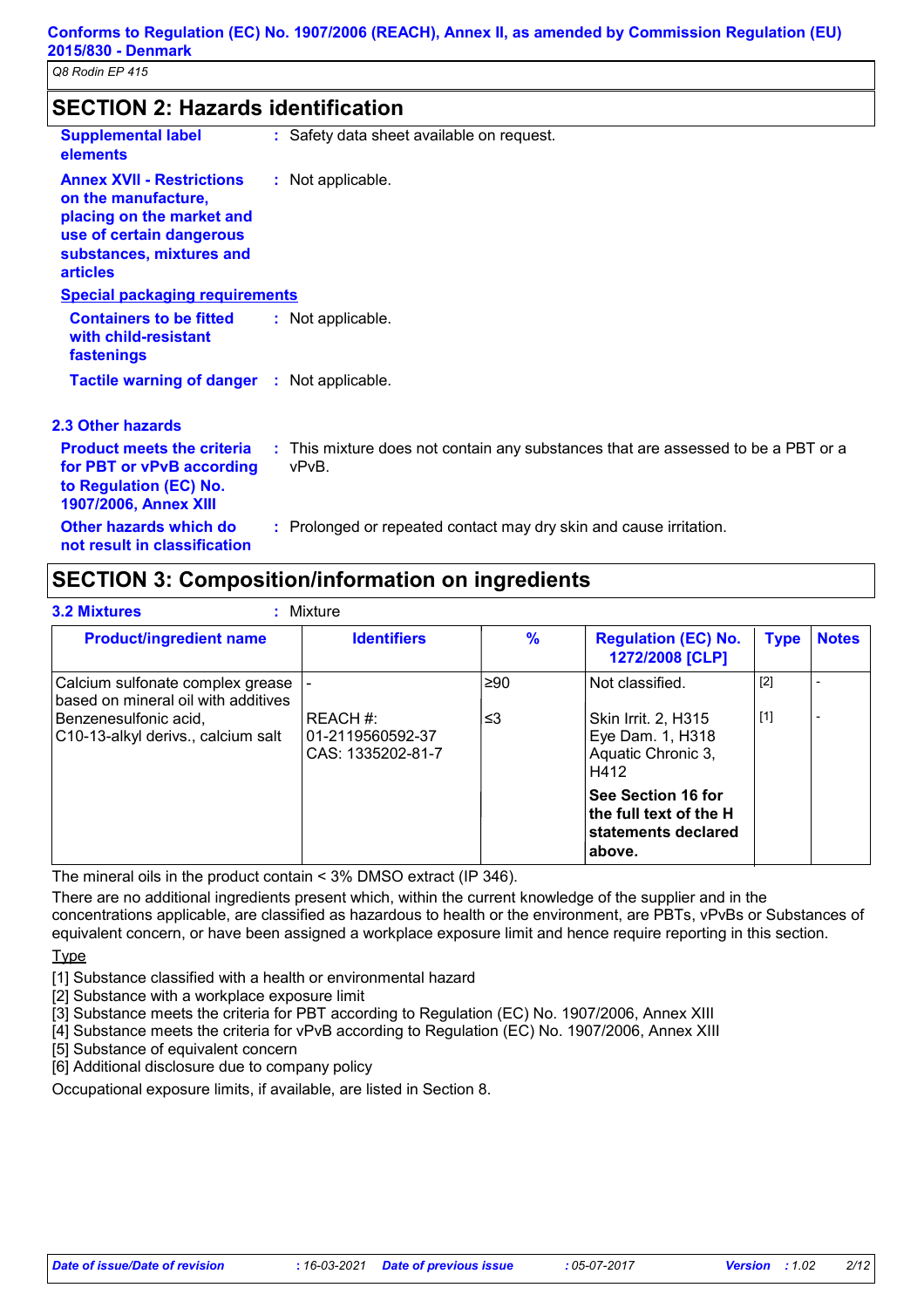## SECTION 2: Hazards identification

**Supplemental label elements** : Safety data sheet available on request.

**Annex XVII - Restrictions on the manufacture, placing on the market and use of certain dangerous substances, mixtures and articles** : Not applicable.

**Special packaging requirements**

**Containers to be fitted with child-resistant fastenings** : Not applicable.

**Tactile warning of danger** : Not applicable.

### 2.3 Other hazards

**Product meets the criteria for PBT or vPvB according to Regulation (EC) No. 1907/2006, Annex XIII** : This mixture does not contain any substances that are assessed to be a PBT or a vPvB.

**Other hazards which do not result in classification** : Prolonged or repeated contact may dry skin and cause irritation.

## SECTION 3: Composition/information on ingredients

**3.2 Mixtures** : Mixture

| Product/ingredient name | Identifiers | % | Regulation (EC) No. 1272/2008 [CLP] | Type | Notes |
|---|---|---|---|---|---|
| Calcium sulfonate complex grease based on mineral oil with additives | - | ≥90 | Not classified. | [2] | - |
| Benzenesulfonic acid, C10-13-alkyl derivs., calcium salt | REACH #: 01-2119560592-37 CAS: 1335202-81-7 | ≤3 | Skin Irrit. 2, H315 Eye Dam. 1, H318 Aquatic Chronic 3, H412 | [1] | - |
| | | | **See Section 16 for the full text of the H statements declared above.** | | |

The mineral oils in the product contain < 3% DMSO extract (IP 346).

There are no additional ingredients present which, within the current knowledge of the supplier and in the concentrations applicable, are classified as hazardous to health or the environment, are PBTs, vPvBs or Substances of equivalent concern, or have been assigned a workplace exposure limit and hence require reporting in this section.

Type

[1] Substance classified with a health or environmental hazard
[2] Substance with a workplace exposure limit
[3] Substance meets the criteria for PBT according to Regulation (EC) No. 1907/2006, Annex XIII
[4] Substance meets the criteria for vPvB according to Regulation (EC) No. 1907/2006, Annex XIII
[5] Substance of equivalent concern
[6] Additional disclosure due to company policy

Occupational exposure limits, if available, are listed in Section 8.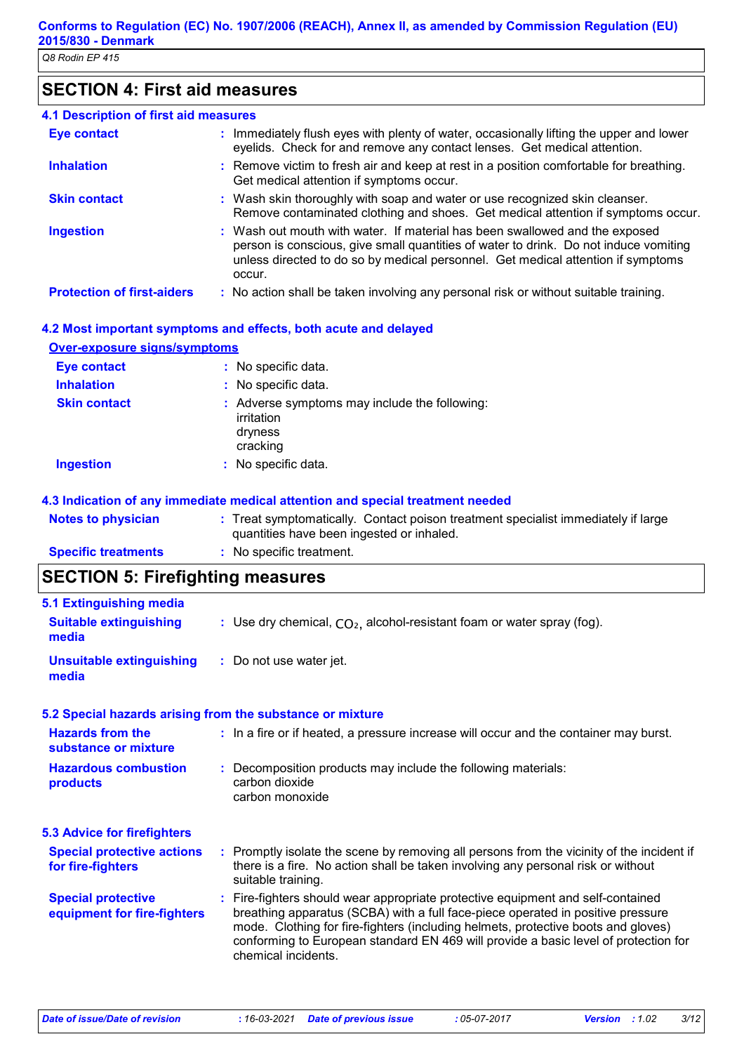## SECTION 4: First aid measures

### 4.1 Description of first aid measures

| | |
|---|---|
| **Eye contact** | : Immediately flush eyes with plenty of water, occasionally lifting the upper and lower eyelids. Check for and remove any contact lenses. Get medical attention. |
| **Inhalation** | : Remove victim to fresh air and keep at rest in a position comfortable for breathing. Get medical attention if symptoms occur. |
| **Skin contact** | : Wash skin thoroughly with soap and water or use recognized skin cleanser. Remove contaminated clothing and shoes. Get medical attention if symptoms occur. |
| **Ingestion** | : Wash out mouth with water. If material has been swallowed and the exposed person is conscious, give small quantities of water to drink. Do not induce vomiting unless directed to do so by medical personnel. Get medical attention if symptoms occur. |
| **Protection of first-aiders** | : No action shall be taken involving any personal risk or without suitable training. |

### 4.2 Most important symptoms and effects, both acute and delayed

**Over-exposure signs/symptoms**

| | |
|---|---|
| **Eye contact** | : No specific data. |
| **Inhalation** | : No specific data. |
| **Skin contact** | : Adverse symptoms may include the following:<br>irritation<br>dryness<br>cracking |
| **Ingestion** | : No specific data. |

### 4.3 Indication of any immediate medical attention and special treatment needed

| | |
|---|---|
| **Notes to physician** | : Treat symptomatically. Contact poison treatment specialist immediately if large quantities have been ingested or inhaled. |
| **Specific treatments** | : No specific treatment. |

## SECTION 5: Firefighting measures

### 5.1 Extinguishing media

| | |
|---|---|
| **Suitable extinguishing media** | : Use dry chemical, $CO_2$, alcohol-resistant foam or water spray (fog). |
| **Unsuitable extinguishing media** | : Do not use water jet. |

### 5.2 Special hazards arising from the substance or mixture

| | |
|---|---|
| **Hazards from the substance or mixture** | : In a fire or if heated, a pressure increase will occur and the container may burst. |
| **Hazardous combustion products** | : Decomposition products may include the following materials:<br>carbon dioxide<br>carbon monoxide |

### 5.3 Advice for firefighters

| | |
|---|---|
| **Special protective actions for fire-fighters** | : Promptly isolate the scene by removing all persons from the vicinity of the incident if there is a fire. No action shall be taken involving any personal risk or without suitable training. |
| **Special protective equipment for fire-fighters** | : Fire-fighters should wear appropriate protective equipment and self-contained breathing apparatus (SCBA) with a full face-piece operated in positive pressure mode. Clothing for fire-fighters (including helmets, protective boots and gloves) conforming to European standard EN 469 will provide a basic level of protection for chemical incidents. |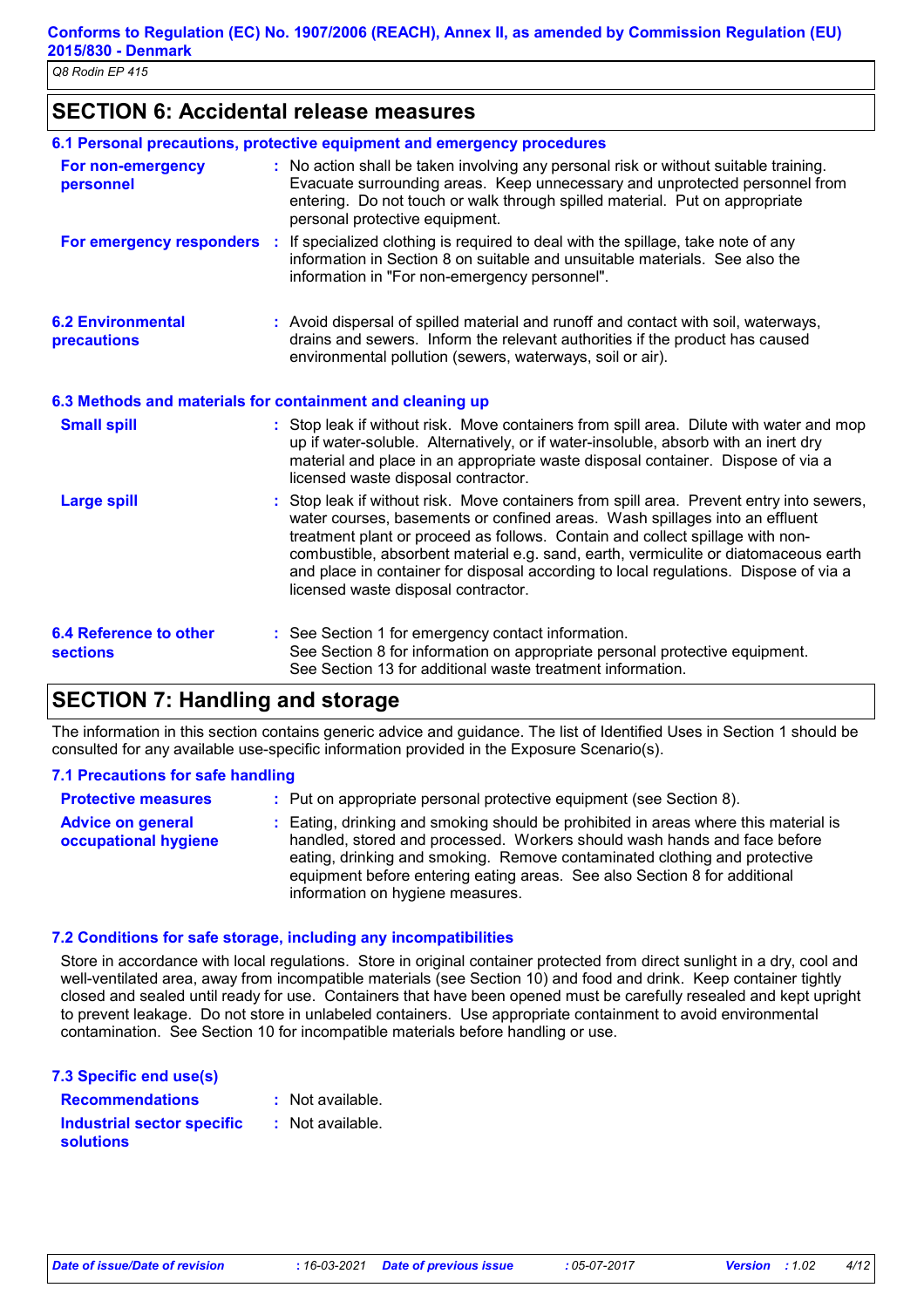## SECTION 6: Accidental release measures

### 6.1 Personal precautions, protective equipment and emergency procedures

**For non-emergency personnel** : No action shall be taken involving any personal risk or without suitable training. Evacuate surrounding areas. Keep unnecessary and unprotected personnel from entering. Do not touch or walk through spilled material. Put on appropriate personal protective equipment.

**For emergency responders** : If specialized clothing is required to deal with the spillage, take note of any information in Section 8 on suitable and unsuitable materials. See also the information in "For non-emergency personnel".

### 6.2 Environmental precautions

: Avoid dispersal of spilled material and runoff and contact with soil, waterways, drains and sewers. Inform the relevant authorities if the product has caused environmental pollution (sewers, waterways, soil or air).

### 6.3 Methods and materials for containment and cleaning up

**Small spill** : Stop leak if without risk. Move containers from spill area. Dilute with water and mop up if water-soluble. Alternatively, or if water-insoluble, absorb with an inert dry material and place in an appropriate waste disposal container. Dispose of via a licensed waste disposal contractor.

**Large spill** : Stop leak if without risk. Move containers from spill area. Prevent entry into sewers, water courses, basements or confined areas. Wash spillages into an effluent treatment plant or proceed as follows. Contain and collect spillage with non-combustible, absorbent material e.g. sand, earth, vermiculite or diatomaceous earth and place in container for disposal according to local regulations. Dispose of via a licensed waste disposal contractor.

### 6.4 Reference to other sections

: See Section 1 for emergency contact information.
See Section 8 for information on appropriate personal protective equipment.
See Section 13 for additional waste treatment information.

## SECTION 7: Handling and storage

The information in this section contains generic advice and guidance. The list of Identified Uses in Section 1 should be consulted for any available use-specific information provided in the Exposure Scenario(s).

### 7.1 Precautions for safe handling

**Protective measures** : Put on appropriate personal protective equipment (see Section 8).

**Advice on general occupational hygiene** : Eating, drinking and smoking should be prohibited in areas where this material is handled, stored and processed. Workers should wash hands and face before eating, drinking and smoking. Remove contaminated clothing and protective equipment before entering eating areas. See also Section 8 for additional information on hygiene measures.

### 7.2 Conditions for safe storage, including any incompatibilities

Store in accordance with local regulations. Store in original container protected from direct sunlight in a dry, cool and well-ventilated area, away from incompatible materials (see Section 10) and food and drink. Keep container tightly closed and sealed until ready for use. Containers that have been opened must be carefully resealed and kept upright to prevent leakage. Do not store in unlabeled containers. Use appropriate containment to avoid environmental contamination. See Section 10 for incompatible materials before handling or use.

### 7.3 Specific end use(s)

**Recommendations** : Not available.

**Industrial sector specific solutions** : Not available.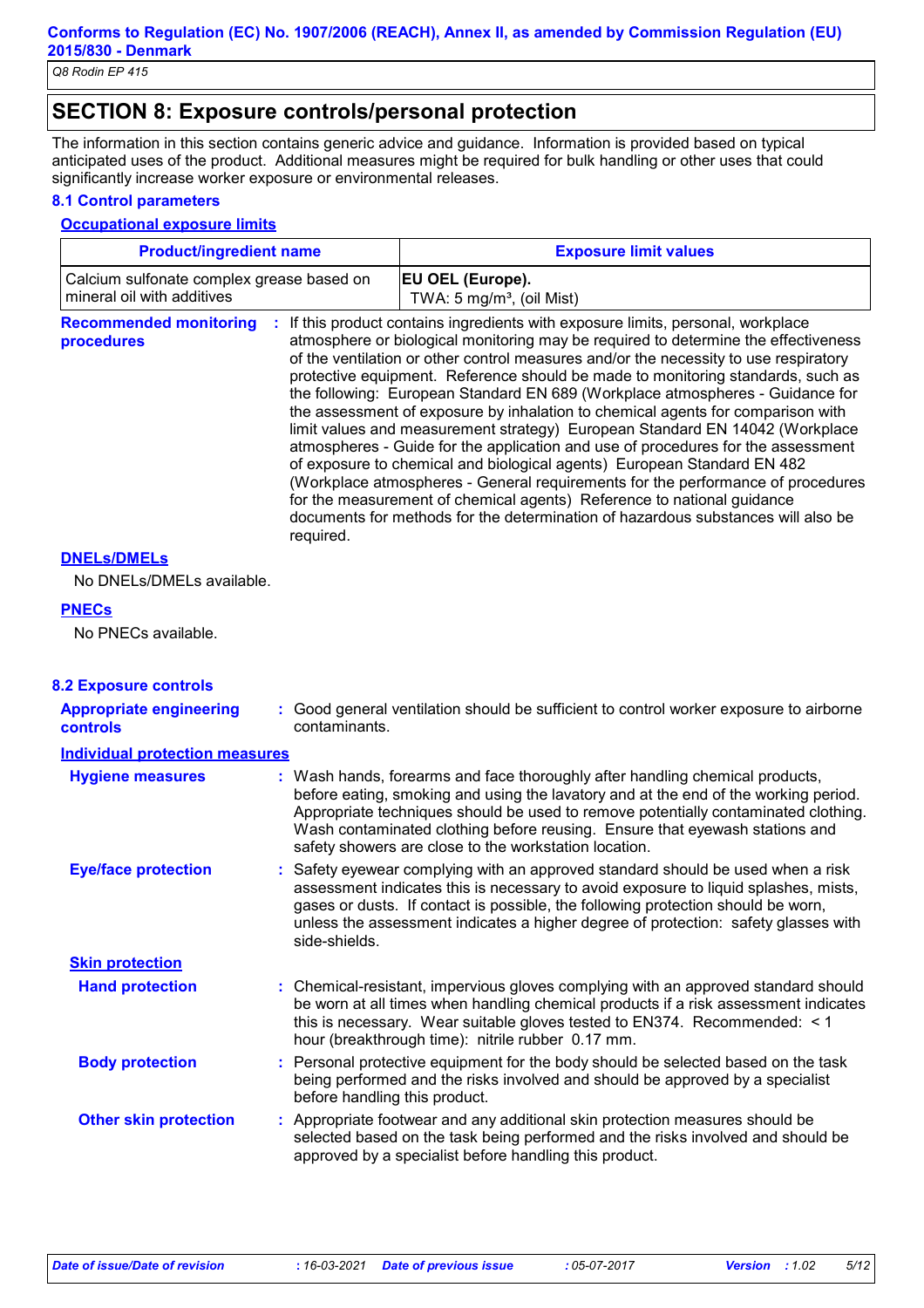## SECTION 8: Exposure controls/personal protection

The information in this section contains generic advice and guidance. Information is provided based on typical anticipated uses of the product. Additional measures might be required for bulk handling or other uses that could significantly increase worker exposure or environmental releases.

### 8.1 Control parameters

**Occupational exposure limits**

| Product/ingredient name | Exposure limit values |
|---|---|
| Calcium sulfonate complex grease based on mineral oil with additives | **EU OEL (Europe).** TWA: 5 mg/m³, (oil Mist) |

**Recommended monitoring procedures** : If this product contains ingredients with exposure limits, personal, workplace atmosphere or biological monitoring may be required to determine the effectiveness of the ventilation or other control measures and/or the necessity to use respiratory protective equipment. Reference should be made to monitoring standards, such as the following: European Standard EN 689 (Workplace atmospheres - Guidance for the assessment of exposure by inhalation to chemical agents for comparison with limit values and measurement strategy) European Standard EN 14042 (Workplace atmospheres - Guide for the application and use of procedures for the assessment of exposure to chemical and biological agents) European Standard EN 482 (Workplace atmospheres - General requirements for the performance of procedures for the measurement of chemical agents) Reference to national guidance documents for methods for the determination of hazardous substances will also be required.

**DNELs/DMELs**

No DNELs/DMELs available.

**PNECs**

No PNECs available.

### 8.2 Exposure controls

**Appropriate engineering controls** : Good general ventilation should be sufficient to control worker exposure to airborne contaminants.

**Individual protection measures**

**Hygiene measures** : Wash hands, forearms and face thoroughly after handling chemical products, before eating, smoking and using the lavatory and at the end of the working period. Appropriate techniques should be used to remove potentially contaminated clothing. Wash contaminated clothing before reusing. Ensure that eyewash stations and safety showers are close to the workstation location.

**Eye/face protection** : Safety eyewear complying with an approved standard should be used when a risk assessment indicates this is necessary to avoid exposure to liquid splashes, mists, gases or dusts. If contact is possible, the following protection should be worn, unless the assessment indicates a higher degree of protection: safety glasses with side-shields.

**Skin protection**

**Hand protection** : Chemical-resistant, impervious gloves complying with an approved standard should be worn at all times when handling chemical products if a risk assessment indicates this is necessary. Wear suitable gloves tested to EN374. Recommended: < 1 hour (breakthrough time): nitrile rubber 0.17 mm.

**Body protection** : Personal protective equipment for the body should be selected based on the task being performed and the risks involved and should be approved by a specialist before handling this product.

**Other skin protection** : Appropriate footwear and any additional skin protection measures should be selected based on the task being performed and the risks involved and should be approved by a specialist before handling this product.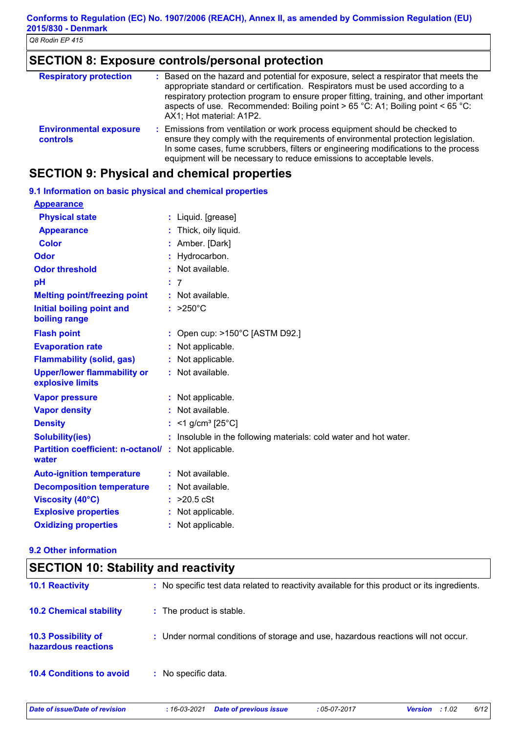## SECTION 8: Exposure controls/personal protection

**Respiratory protection** : Based on the hazard and potential for exposure, select a respirator that meets the appropriate standard or certification. Respirators must be used according to a respiratory protection program to ensure proper fitting, training, and other important aspects of use. Recommended: Boiling point > 65 °C: A1; Boiling point < 65 °C: AX1; Hot material: A1P2.

**Environmental exposure controls** : Emissions from ventilation or work process equipment should be checked to ensure they comply with the requirements of environmental protection legislation. In some cases, fume scrubbers, filters or engineering modifications to the process equipment will be necessary to reduce emissions to acceptable levels.

## SECTION 9: Physical and chemical properties

### 9.1 Information on basic physical and chemical properties

**Appearance**

| | |
|---|---|
| **Physical state** | Liquid. [grease] |
| **Appearance** | Thick, oily liquid. |
| **Color** | Amber. [Dark] |
| **Odor** | Hydrocarbon. |
| **Odor threshold** | Not available. |
| **pH** | 7 |
| **Melting point/freezing point** | Not available. |
| **Initial boiling point and boiling range** | >250°C |
| **Flash point** | Open cup: >150°C [ASTM D92.] |
| **Evaporation rate** | Not applicable. |
| **Flammability (solid, gas)** | Not applicable. |
| **Upper/lower flammability or explosive limits** | Not available. |
| **Vapor pressure** | Not applicable. |
| **Vapor density** | Not available. |
| **Density** | <1 g/cm³ [25°C] |
| **Solubility(ies)** | Insoluble in the following materials: cold water and hot water. |
| **Partition coefficient: n-octanol/water** | Not applicable. |
| **Auto-ignition temperature** | Not available. |
| **Decomposition temperature** | Not available. |
| **Viscosity (40°C)** | >20.5 cSt |
| **Explosive properties** | Not applicable. |
| **Oxidizing properties** | Not applicable. |

### 9.2 Other information

## SECTION 10: Stability and reactivity

**10.1 Reactivity** : No specific test data related to reactivity available for this product or its ingredients.

**10.2 Chemical stability** : The product is stable.

**10.3 Possibility of hazardous reactions** : Under normal conditions of storage and use, hazardous reactions will not occur.

**10.4 Conditions to avoid** : No specific data.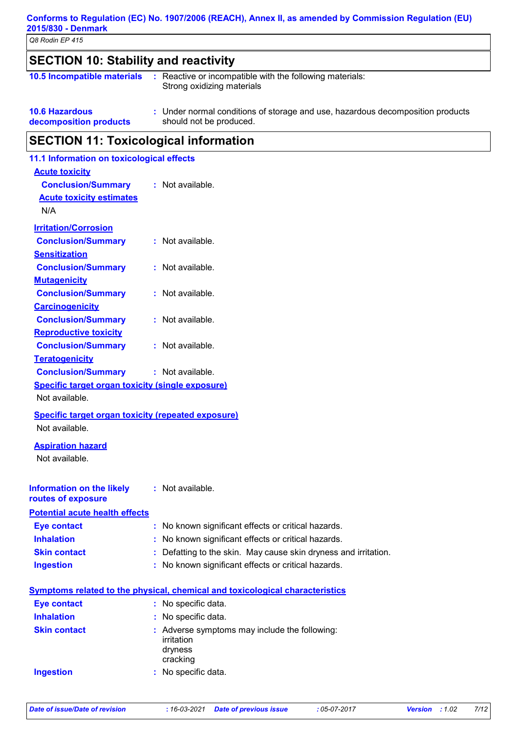## SECTION 10: Stability and reactivity

**10.5 Incompatible materials** : Reactive or incompatible with the following materials:
Strong oxidizing materials

**10.6 Hazardous decomposition products** : Under normal conditions of storage and use, hazardous decomposition products should not be produced.

## SECTION 11: Toxicological information

### 11.1 Information on toxicological effects

**Acute toxicity**

**Conclusion/Summary** : Not available.

**Acute toxicity estimates**

N/A

**Irritation/Corrosion**

**Conclusion/Summary** : Not available.

**Sensitization**

**Conclusion/Summary** : Not available.

**Mutagenicity**

**Conclusion/Summary** : Not available.

**Carcinogenicity**

**Conclusion/Summary** : Not available.

**Reproductive toxicity**

**Conclusion/Summary** : Not available.

**Teratogenicity**

**Conclusion/Summary** : Not available.

**Specific target organ toxicity (single exposure)**

Not available.

**Specific target organ toxicity (repeated exposure)**

Not available.

**Aspiration hazard**

Not available.

**Information on the likely routes of exposure** : Not available.

**Potential acute health effects**

**Eye contact** : No known significant effects or critical hazards.

**Inhalation** : No known significant effects or critical hazards.

**Skin contact** : Defatting to the skin. May cause skin dryness and irritation.

**Ingestion** : No known significant effects or critical hazards.

**Symptoms related to the physical, chemical and toxicological characteristics**

**Eye contact** : No specific data.

**Inhalation** : No specific data.

**Skin contact** : Adverse symptoms may include the following:
irritation
dryness
cracking

**Ingestion** : No specific data.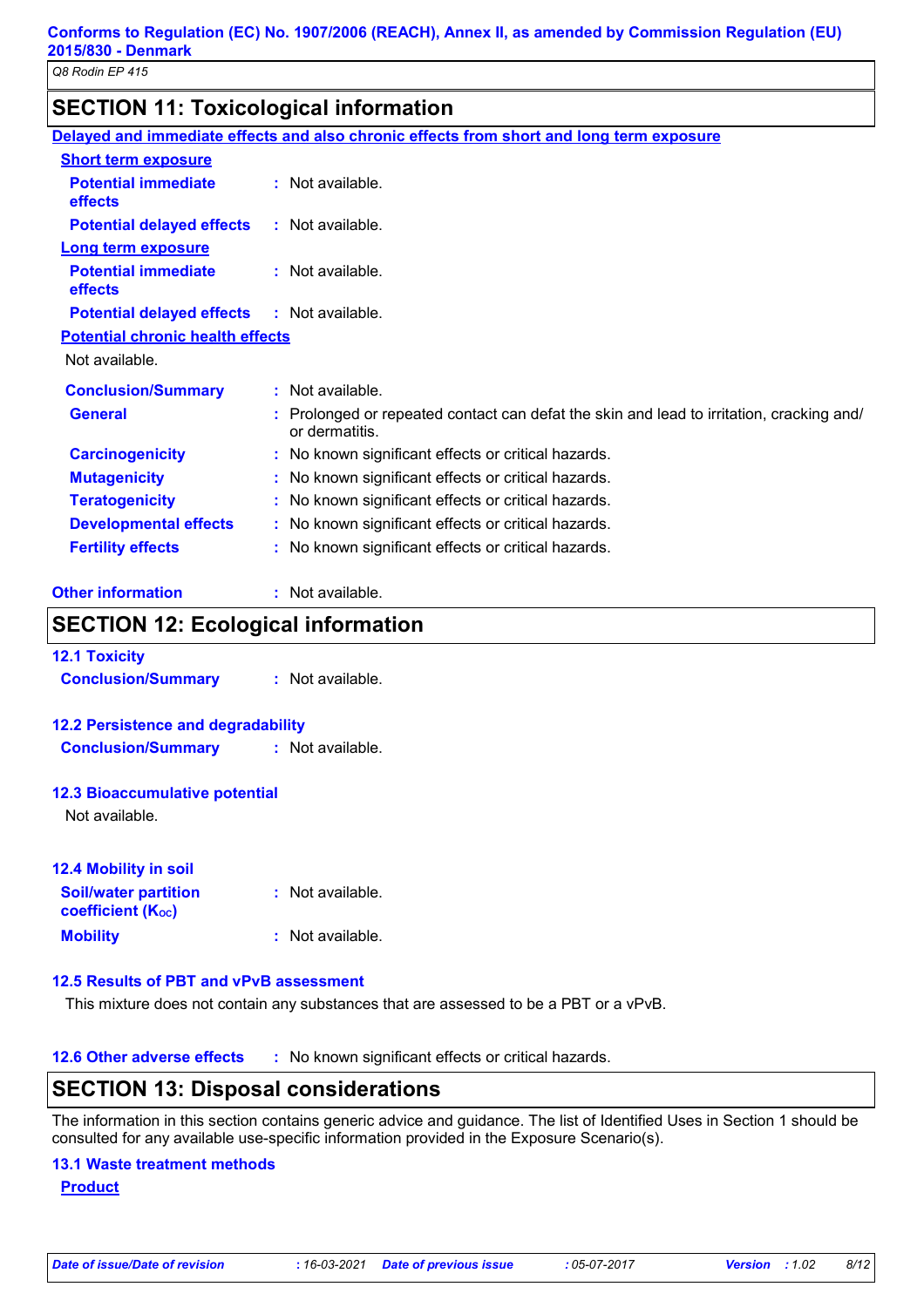## SECTION 11: Toxicological information

**Delayed and immediate effects and also chronic effects from short and long term exposure**

**Short term exposure**

| | |
|---|---|
| **Potential immediate effects** | : Not available. |
| **Potential delayed effects** | : Not available. |

**Long term exposure**

| | |
|---|---|
| **Potential immediate effects** | : Not available. |
| **Potential delayed effects** | : Not available. |

**Potential chronic health effects**

Not available.

| | |
|---|---|
| **Conclusion/Summary** | : Not available. |
| **General** | : Prolonged or repeated contact can defat the skin and lead to irritation, cracking and/ or dermatitis. |
| **Carcinogenicity** | : No known significant effects or critical hazards. |
| **Mutagenicity** | : No known significant effects or critical hazards. |
| **Teratogenicity** | : No known significant effects or critical hazards. |
| **Developmental effects** | : No known significant effects or critical hazards. |
| **Fertility effects** | : No known significant effects or critical hazards. |

**Other information** : Not available.

## SECTION 12: Ecological information

### 12.1 Toxicity

**Conclusion/Summary** : Not available.

### 12.2 Persistence and degradability

**Conclusion/Summary** : Not available.

### 12.3 Bioaccumulative potential

Not available.

### 12.4 Mobility in soil

| | |
|---|---|
| **Soil/water partition coefficient ($K_{OC}$)** | : Not available. |
| **Mobility** | : Not available. |

### 12.5 Results of PBT and vPvB assessment

This mixture does not contain any substances that are assessed to be a PBT or a vPvB.

### 12.6 Other adverse effects : No known significant effects or critical hazards.

## SECTION 13: Disposal considerations

The information in this section contains generic advice and guidance. The list of Identified Uses in Section 1 should be consulted for any available use-specific information provided in the Exposure Scenario(s).

### 13.1 Waste treatment methods

**Product**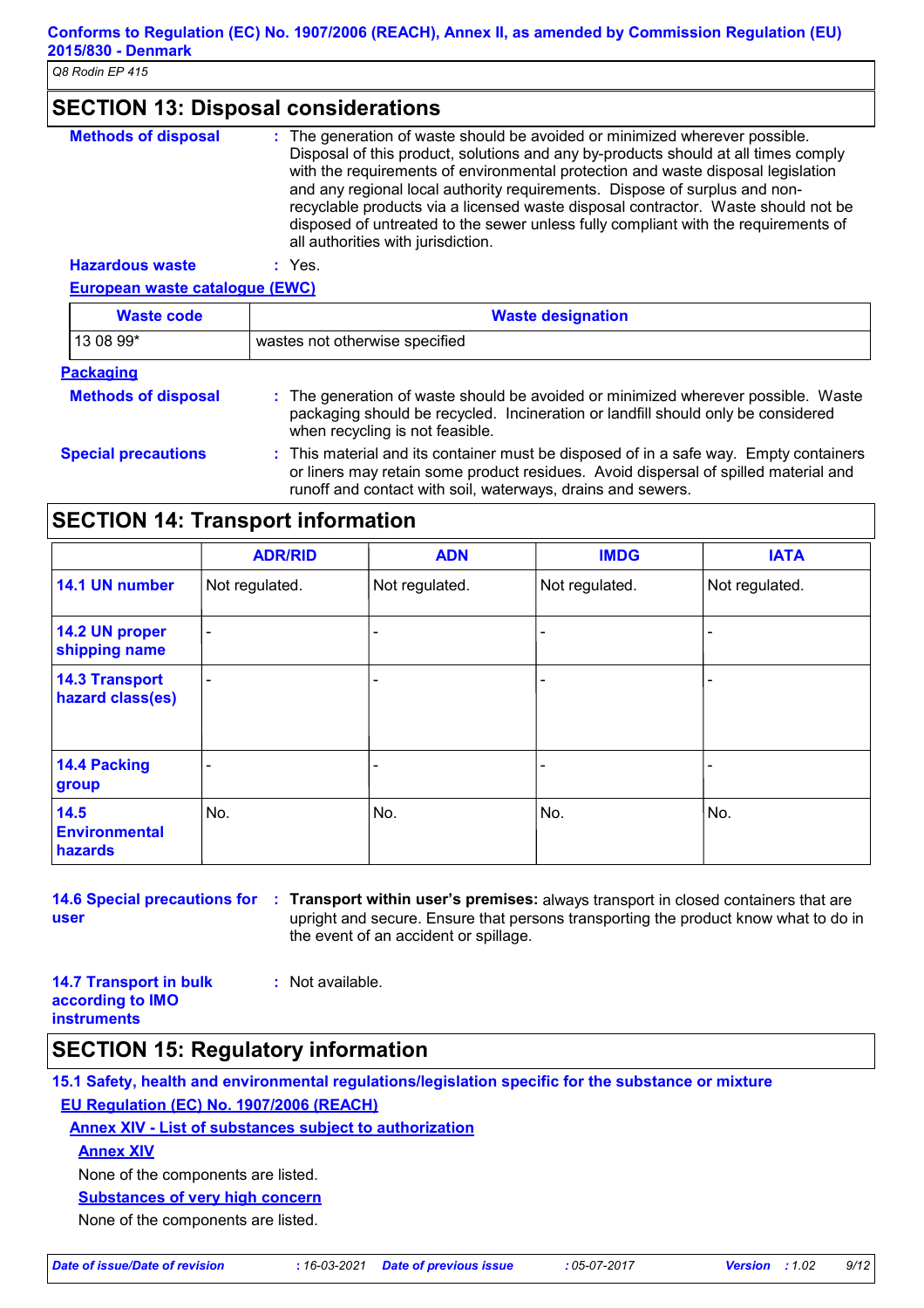## SECTION 13: Disposal considerations

**Methods of disposal** : The generation of waste should be avoided or minimized wherever possible. Disposal of this product, solutions and any by-products should at all times comply with the requirements of environmental protection and waste disposal legislation and any regional local authority requirements. Dispose of surplus and non-recyclable products via a licensed waste disposal contractor. Waste should not be disposed of untreated to the sewer unless fully compliant with the requirements of all authorities with jurisdiction.

**Hazardous waste** : Yes.

**European waste catalogue (EWC)**

| Waste code | Waste designation |
|---|---|
| 13 08 99* | wastes not otherwise specified |

**Packaging**

**Methods of disposal** : The generation of waste should be avoided or minimized wherever possible. Waste packaging should be recycled. Incineration or landfill should only be considered when recycling is not feasible.

**Special precautions** : This material and its container must be disposed of in a safe way. Empty containers or liners may retain some product residues. Avoid dispersal of spilled material and runoff and contact with soil, waterways, drains and sewers.

## SECTION 14: Transport information

| | ADR/RID | ADN | IMDG | IATA |
|---|---|---|---|---|
| **14.1 UN number** | Not regulated. | Not regulated. | Not regulated. | Not regulated. |
| **14.2 UN proper shipping name** | - | - | - | - |
| **14.3 Transport hazard class(es)** | - | - | - | - |
| **14.4 Packing group** | - | - | - | - |
| **14.5 Environmental hazards** | No. | No. | No. | No. |

**14.6 Special precautions for user** : **Transport within user's premises:** always transport in closed containers that are upright and secure. Ensure that persons transporting the product know what to do in the event of an accident or spillage.

**14.7 Transport in bulk according to IMO instruments** : Not available.

## SECTION 15: Regulatory information

**15.1 Safety, health and environmental regulations/legislation specific for the substance or mixture**

**EU Regulation (EC) No. 1907/2006 (REACH)**

**Annex XIV - List of substances subject to authorization**

**Annex XIV**

None of the components are listed.

**Substances of very high concern**

None of the components are listed.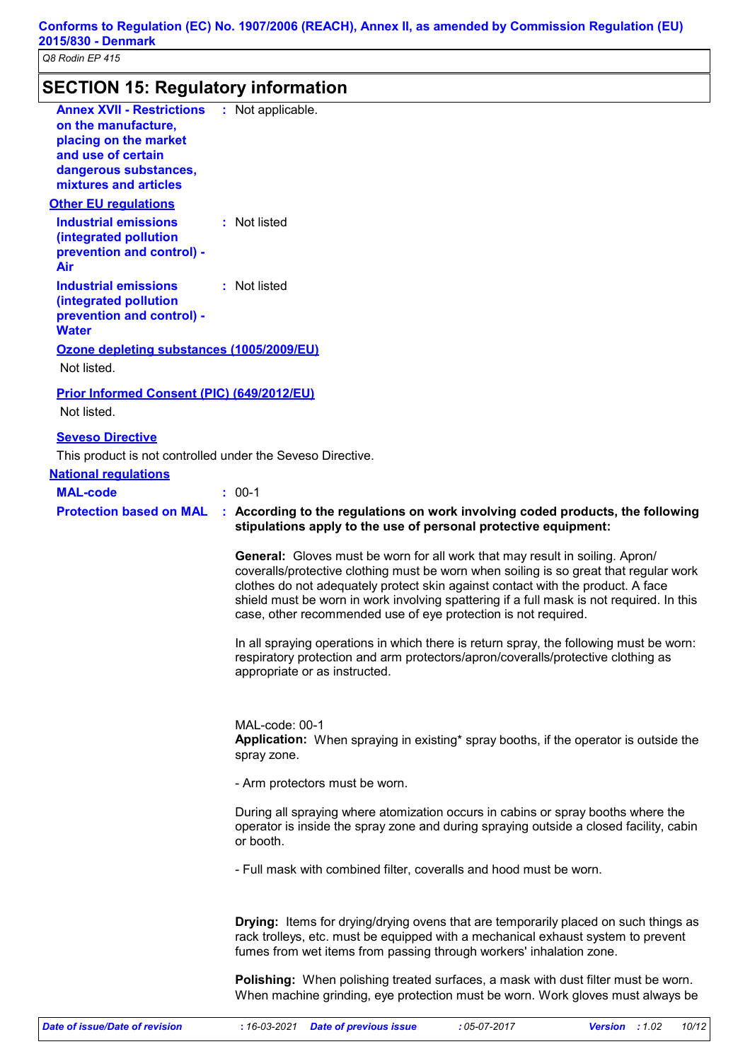## SECTION 15: Regulatory information

**Annex XVII - Restrictions on the manufacture, placing on the market and use of certain dangerous substances, mixtures and articles** : Not applicable.

**Other EU regulations**

**Industrial emissions (integrated pollution prevention and control) - Air** : Not listed

**Industrial emissions (integrated pollution prevention and control) - Water** : Not listed

**Ozone depleting substances (1005/2009/EU)**

Not listed.

**Prior Informed Consent (PIC) (649/2012/EU)**

Not listed.

**Seveso Directive**

This product is not controlled under the Seveso Directive.

**National regulations**

**MAL-code** : 00-1

**Protection based on MAL** : **According to the regulations on work involving coded products, the following stipulations apply to the use of personal protective equipment:**

**General:** Gloves must be worn for all work that may result in soiling. Apron/ coveralls/protective clothing must be worn when soiling is so great that regular work clothes do not adequately protect skin against contact with the product. A face shield must be worn in work involving spattering if a full mask is not required. In this case, other recommended use of eye protection is not required.

In all spraying operations in which there is return spray, the following must be worn: respiratory protection and arm protectors/apron/coveralls/protective clothing as appropriate or as instructed.

MAL-code: 00-1
**Application:** When spraying in existing* spray booths, if the operator is outside the spray zone.

- Arm protectors must be worn.

During all spraying where atomization occurs in cabins or spray booths where the operator is inside the spray zone and during spraying outside a closed facility, cabin or booth.

- Full mask with combined filter, coveralls and hood must be worn.

**Drying:** Items for drying/drying ovens that are temporarily placed on such things as rack trolleys, etc. must be equipped with a mechanical exhaust system to prevent fumes from wet items from passing through workers' inhalation zone.

**Polishing:** When polishing treated surfaces, a mask with dust filter must be worn. When machine grinding, eye protection must be worn. Work gloves must always be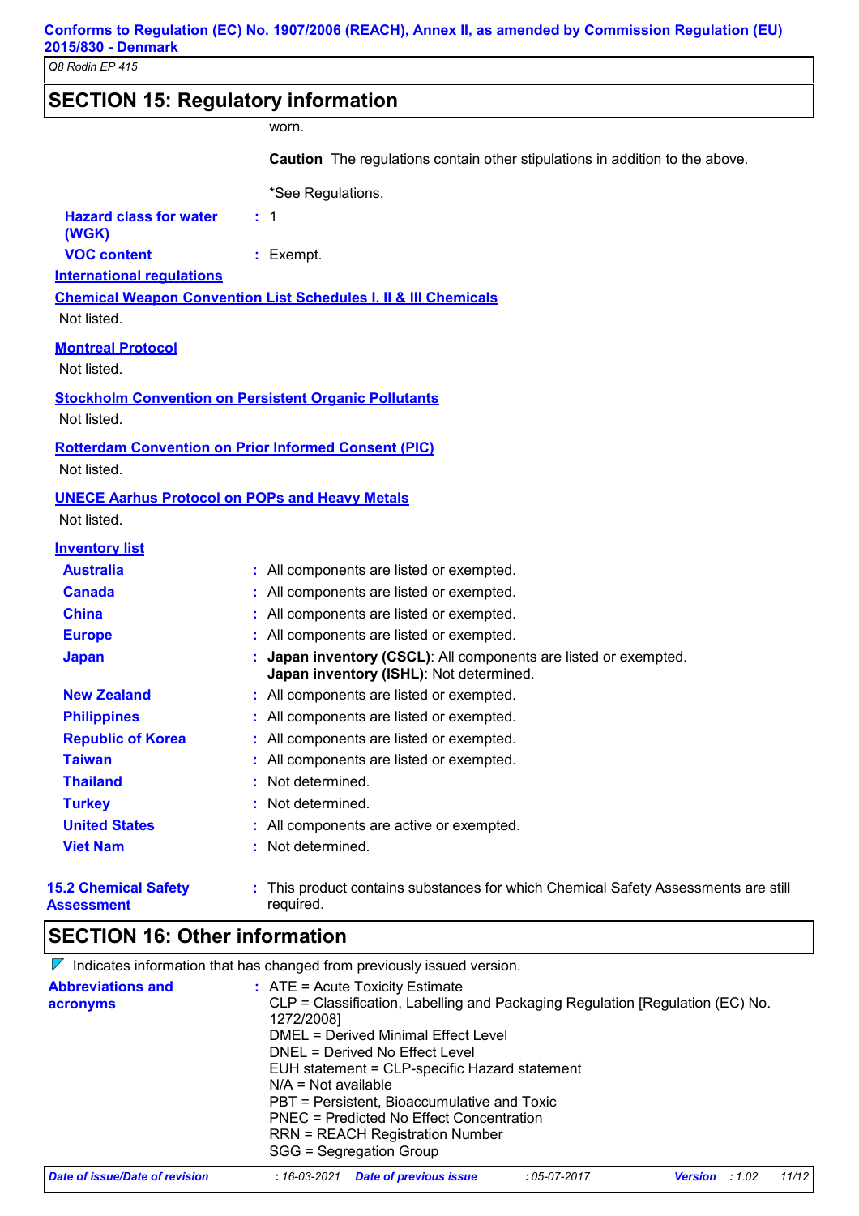## SECTION 15: Regulatory information

worn.

**Caution** The regulations contain other stipulations in addition to the above.

*See Regulations.

**Hazard class for water (WGK)** : 1

**VOC content** : Exempt.

**International regulations**

**Chemical Weapon Convention List Schedules I, II & III Chemicals**

Not listed.

**Montreal Protocol**

Not listed.

**Stockholm Convention on Persistent Organic Pollutants**

Not listed.

**Rotterdam Convention on Prior Informed Consent (PIC)**

Not listed.

**UNECE Aarhus Protocol on POPs and Heavy Metals**

Not listed.

**Inventory list**

| | |
|---|---|
| **Australia** | : All components are listed or exempted. |
| **Canada** | : All components are listed or exempted. |
| **China** | : All components are listed or exempted. |
| **Europe** | : All components are listed or exempted. |
| **Japan** | : **Japan inventory (CSCL)**: All components are listed or exempted. **Japan inventory (ISHL)**: Not determined. |
| **New Zealand** | : All components are listed or exempted. |
| **Philippines** | : All components are listed or exempted. |
| **Republic of Korea** | : All components are listed or exempted. |
| **Taiwan** | : All components are listed or exempted. |
| **Thailand** | : Not determined. |
| **Turkey** | : Not determined. |
| **United States** | : All components are active or exempted. |
| **Viet Nam** | : Not determined. |

**15.2 Chemical Safety Assessment** : This product contains substances for which Chemical Safety Assessments are still required.

## SECTION 16: Other information

Indicates information that has changed from previously issued version.

**Abbreviations and acronyms** :
ATE = Acute Toxicity Estimate
CLP = Classification, Labelling and Packaging Regulation [Regulation (EC) No. 1272/2008]
DMEL = Derived Minimal Effect Level
DNEL = Derived No Effect Level
EUH statement = CLP-specific Hazard statement
N/A = Not available
PBT = Persistent, Bioaccumulative and Toxic
PNEC = Predicted No Effect Concentration
RRN = REACH Registration Number
SGG = Segregation Group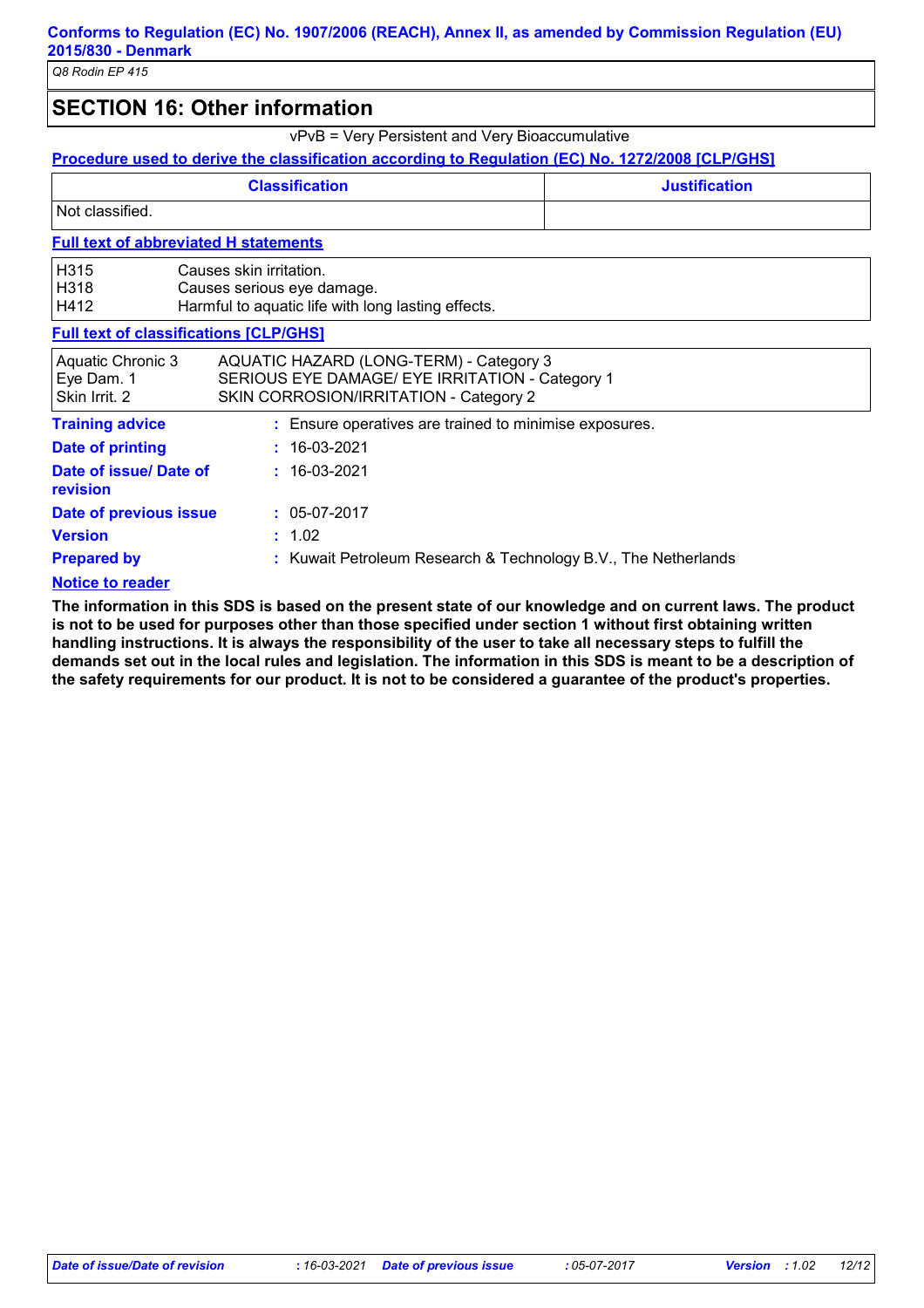## SECTION 16: Other information

vPvB = Very Persistent and Very Bioaccumulative

**Procedure used to derive the classification according to Regulation (EC) No. 1272/2008 [CLP/GHS]**

| Classification | Justification |
|---|---|
| Not classified. | |

**Full text of abbreviated H statements**

| | |
|---|---|
| H315 | Causes skin irritation. |
| H318 | Causes serious eye damage. |
| H412 | Harmful to aquatic life with long lasting effects. |

**Full text of classifications [CLP/GHS]**

| | |
|---|---|
| Aquatic Chronic 3 | AQUATIC HAZARD (LONG-TERM) - Category 3 |
| Eye Dam. 1 | SERIOUS EYE DAMAGE/ EYE IRRITATION - Category 1 |
| Skin Irrit. 2 | SKIN CORROSION/IRRITATION - Category 2 |

**Training advice** : Ensure operatives are trained to minimise exposures.

**Date of printing** : 16-03-2021

**Date of issue/ Date of revision** : 16-03-2021

**Date of previous issue** : 05-07-2017

**Version** : 1.02

**Prepared by** : Kuwait Petroleum Research & Technology B.V., The Netherlands

**Notice to reader**

**The information in this SDS is based on the present state of our knowledge and on current laws. The product is not to be used for purposes other than those specified under section 1 without first obtaining written handling instructions. It is always the responsibility of the user to take all necessary steps to fulfill the demands set out in the local rules and legislation. The information in this SDS is meant to be a description of the safety requirements for our product. It is not to be considered a guarantee of the product's properties.**